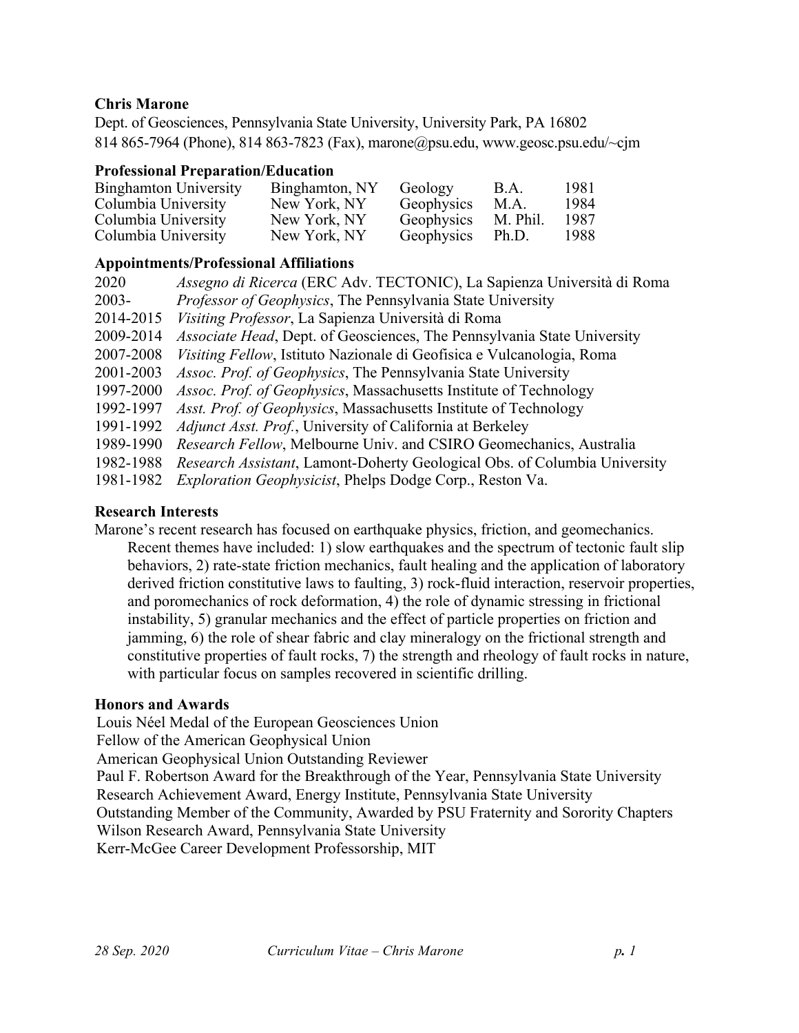**Chris Marone**

Dept. of Geosciences, Pennsylvania State University, University Park, PA 16802
814 865-7964 (Phone), 814 863-7823 (Fax), marone@psu.edu, www.geosc.psu.edu/~cjm

### Professional Preparation/Education

| | | | | |
|---|---|---|---|---|
| Binghamton University | Binghamton, NY | Geology | B.A. | 1981 |
| Columbia University | New York, NY | Geophysics | M.A. | 1984 |
| Columbia University | New York, NY | Geophysics | M. Phil. | 1987 |
| Columbia University | New York, NY | Geophysics | Ph.D. | 1988 |

### Appointments/Professional Affiliations

| | |
|---|---|
| 2020 | *Assegno di Ricerca* (ERC Adv. TECTONIC), La Sapienza Università di Roma |
| 2003- | *Professor of Geophysics*, The Pennsylvania State University |
| 2014-2015 | *Visiting Professor*, La Sapienza Università di Roma |
| 2009-2014 | *Associate Head*, Dept. of Geosciences, The Pennsylvania State University |
| 2007-2008 | *Visiting Fellow*, Istituto Nazionale di Geofisica e Vulcanologia, Roma |
| 2001-2003 | *Assoc. Prof. of Geophysics*, The Pennsylvania State University |
| 1997-2000 | *Assoc. Prof. of Geophysics*, Massachusetts Institute of Technology |
| 1992-1997 | *Asst. Prof. of Geophysics*, Massachusetts Institute of Technology |
| 1991-1992 | *Adjunct Asst. Prof.*, University of California at Berkeley |
| 1989-1990 | *Research Fellow*, Melbourne Univ. and CSIRO Geomechanics, Australia |
| 1982-1988 | *Research Assistant*, Lamont-Doherty Geological Obs. of Columbia University |
| 1981-1982 | *Exploration Geophysicist*, Phelps Dodge Corp., Reston Va. |

### Research Interests

Marone's recent research has focused on earthquake physics, friction, and geomechanics. Recent themes have included: 1) slow earthquakes and the spectrum of tectonic fault slip behaviors, 2) rate-state friction mechanics, fault healing and the application of laboratory derived friction constitutive laws to faulting, 3) rock-fluid interaction, reservoir properties, and poromechanics of rock deformation, 4) the role of dynamic stressing in frictional instability, 5) granular mechanics and the effect of particle properties on friction and jamming, 6) the role of shear fabric and clay mineralogy on the frictional strength and constitutive properties of fault rocks, 7) the strength and rheology of fault rocks in nature, with particular focus on samples recovered in scientific drilling.

### Honors and Awards

Louis Néel Medal of the European Geosciences Union
Fellow of the American Geophysical Union
American Geophysical Union Outstanding Reviewer
Paul F. Robertson Award for the Breakthrough of the Year, Pennsylvania State University
Research Achievement Award, Energy Institute, Pennsylvania State University
Outstanding Member of the Community, Awarded by PSU Fraternity and Sorority Chapters
Wilson Research Award, Pennsylvania State University
Kerr-McGee Career Development Professorship, MIT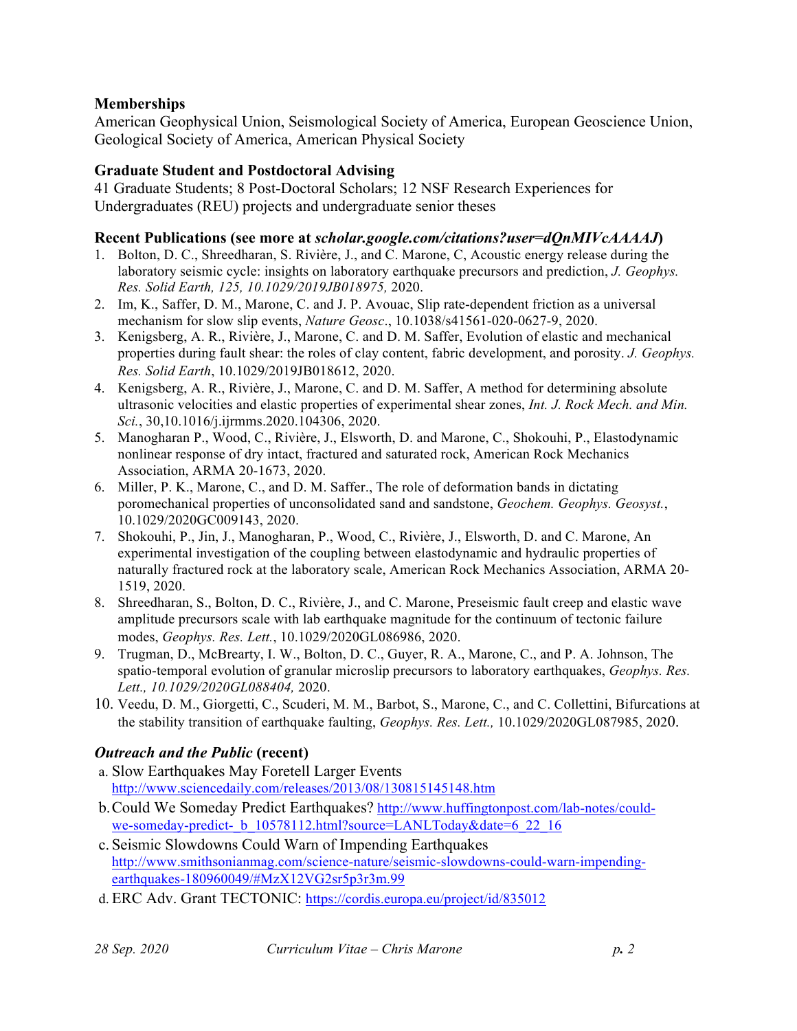**Memberships**

American Geophysical Union, Seismological Society of America, European Geoscience Union, Geological Society of America, American Physical Society

**Graduate Student and Postdoctoral Advising**

41 Graduate Students; 8 Post-Doctoral Scholars; 12 NSF Research Experiences for Undergraduates (REU) projects and undergraduate senior theses

**Recent Publications (see more at *scholar.google.com/citations?user=dQnMIVcAAAAJ*)**

1. Bolton, D. C., Shreedharan, S. Rivière, J., and C. Marone, C, Acoustic energy release during the laboratory seismic cycle: insights on laboratory earthquake precursors and prediction, *J. Geophys. Res. Solid Earth, 125, 10.1029/2019JB018975,* 2020.
2. Im, K., Saffer, D. M., Marone, C. and J. P. Avouac, Slip rate-dependent friction as a universal mechanism for slow slip events, *Nature Geosc*., 10.1038/s41561-020-0627-9, 2020.
3. Kenigsberg, A. R., Rivière, J., Marone, C. and D. M. Saffer, Evolution of elastic and mechanical properties during fault shear: the roles of clay content, fabric development, and porosity. *J. Geophys. Res. Solid Earth*, 10.1029/2019JB018612, 2020.
4. Kenigsberg, A. R., Rivière, J., Marone, C. and D. M. Saffer, A method for determining absolute ultrasonic velocities and elastic properties of experimental shear zones, *Int. J. Rock Mech. and Min. Sci.*, 30,10.1016/j.ijrmms.2020.104306, 2020.
5. Manogharan P., Wood, C., Rivière, J., Elsworth, D. and Marone, C., Shokouhi, P., Elastodynamic nonlinear response of dry intact, fractured and saturated rock, American Rock Mechanics Association, ARMA 20-1673, 2020.
6. Miller, P. K., Marone, C., and D. M. Saffer., The role of deformation bands in dictating poromechanical properties of unconsolidated sand and sandstone, *Geochem. Geophys. Geosyst.*, 10.1029/2020GC009143, 2020.
7. Shokouhi, P., Jin, J., Manogharan, P., Wood, C., Rivière, J., Elsworth, D. and C. Marone, An experimental investigation of the coupling between elastodynamic and hydraulic properties of naturally fractured rock at the laboratory scale, American Rock Mechanics Association, ARMA 20-1519, 2020.
8. Shreedharan, S., Bolton, D. C., Rivière, J., and C. Marone, Preseismic fault creep and elastic wave amplitude precursors scale with lab earthquake magnitude for the continuum of tectonic failure modes, *Geophys. Res. Lett.*, 10.1029/2020GL086986, 2020.
9. Trugman, D., McBrearty, I. W., Bolton, D. C., Guyer, R. A., Marone, C., and P. A. Johnson, The spatio-temporal evolution of granular microslip precursors to laboratory earthquakes, *Geophys. Res. Lett., 10.1029/2020GL088404,* 2020.
10. Veedu, D. M., Giorgetti, C., Scuderi, M. M., Barbot, S., Marone, C., and C. Collettini, Bifurcations at the stability transition of earthquake faulting, *Geophys. Res. Lett.,* 10.1029/2020GL087985, 2020.

***Outreach and the Public* (recent)**

a. Slow Earthquakes May Foretell Larger Events http://www.sciencedaily.com/releases/2013/08/130815145148.htm
b. Could We Someday Predict Earthquakes? http://www.huffingtonpost.com/lab-notes/could-we-someday-predict-_b_10578112.html?source=LANLToday&date=6_22_16
c. Seismic Slowdowns Could Warn of Impending Earthquakes http://www.smithsonianmag.com/science-nature/seismic-slowdowns-could-warn-impending-earthquakes-180960049/#MzX12VG2sr5p3r3m.99
d. ERC Adv. Grant TECTONIC: https://cordis.europa.eu/project/id/835012